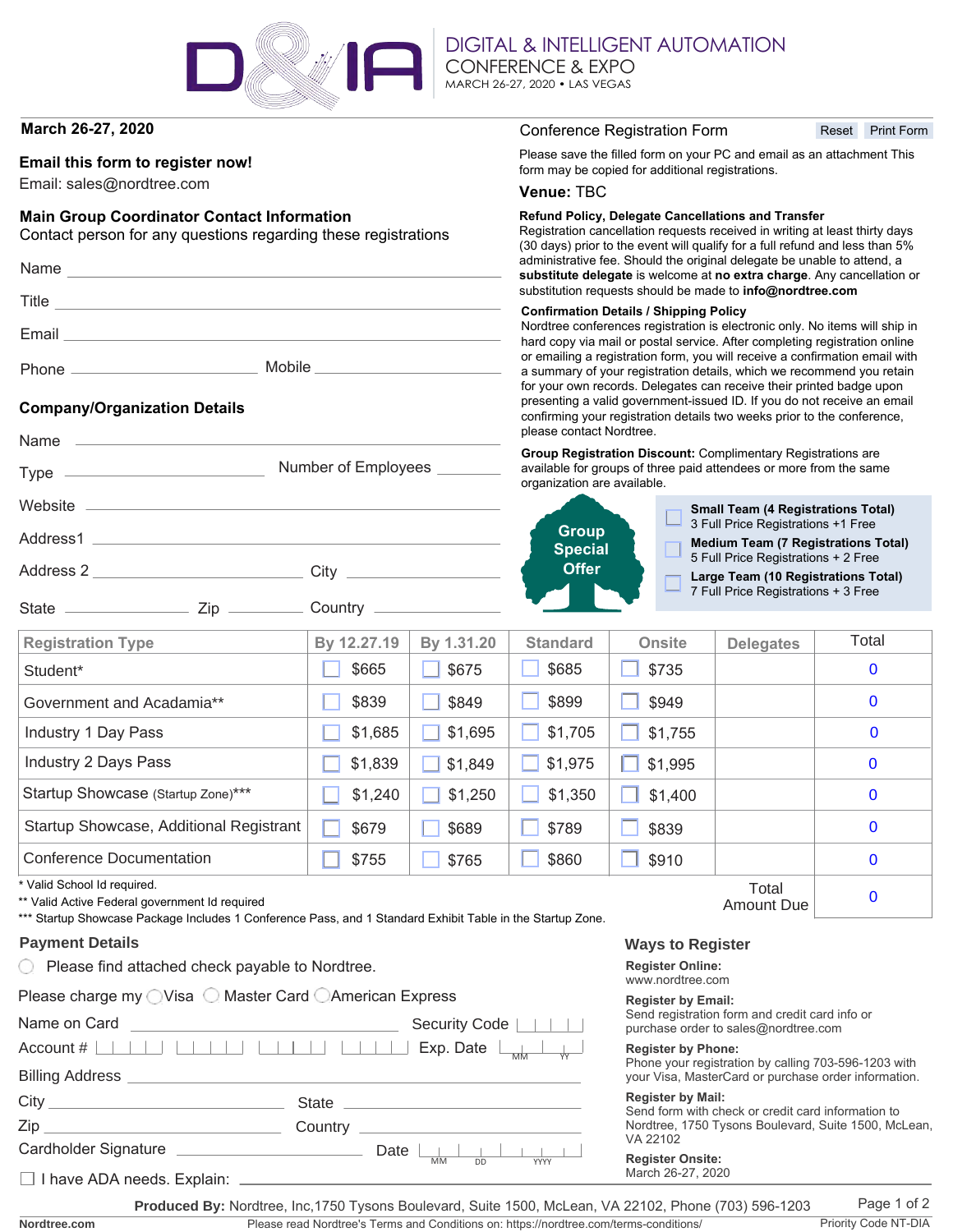# DIGITAL & INTELLIGENT AUTOMATION CONFERENCE & EXPO

MARCH 26-27, 2020 • LAS VEGAS

**March 26-27, 2020**

## Conference Registration Form

Reset | Print Form

**Email this form to register now!**

Email: sales@nordtree.com

Please save the filled form on your PC and email as an attachment This form may be copied for additional registrations.

**Venue:** TBC

### Main Group Coordinator Contact Information

Contact person for any questions regarding these registrations

Name ______________________

Title ______________________

Email ______________________

Phone ______________ Mobile ______________

### Company/Organization Details

Name ______________________

Type ______________ Number of Employees ________

Website ______________________

Address1 ______________________

Address 2 ______________ City ______________

State __________ Zip ________ Country ______________

**Refund Policy, Delegate Cancellations and Transfer**

Registration cancellation requests received in writing at least thirty days (30 days) prior to the event will qualify for a full refund and less than 5% administrative fee. Should the original delegate be unable to attend, a **substitute delegate** is welcome at **no extra charge**. Any cancellation or substitution requests should be made to **info@nordtree.com**

**Confirmation Details / Shipping Policy**

Nordtree conferences registration is electronic only. No items will ship in hard copy via mail or postal service. After completing registration online or emailing a registration form, you will receive a confirmation email with a summary of your registration details, which we recommend you retain for your own records. Delegates can receive their printed badge upon presenting a valid government-issued ID. If you do not receive an email confirming your registration details two weeks prior to the conference, please contact Nordtree.

**Group Registration Discount:** Complimentary Registrations are available for groups of three paid attendees or more from the same organization are available.

**Group Special Offer**

- ☐ **Small Team (4 Registrations Total)** 3 Full Price Registrations +1 Free
- ☐ **Medium Team (7 Registrations Total)** 5 Full Price Registrations + 2 Free
- ☐ **Large Team (10 Registrations Total)** 7 Full Price Registrations + 3 Free

| Registration Type | By 12.27.19 | By 1.31.20 | Standard | Onsite | Delegates | Total |
|---|---|---|---|---|---|---|
| Student* | ☐ $665 | ☐ $675 | ☐ $685 | ☐ $735 | | 0 |
| Government and Acadamia** | ☐ $839 | ☐ $849 | ☐ $899 | ☐ $949 | | 0 |
| Industry 1 Day Pass | ☐ $1,685 | ☐ $1,695 | ☐ $1,705 | ☐ $1,755 | | 0 |
| Industry 2 Days Pass | ☐ $1,839 | ☐ $1,849 | ☐ $1,975 | ☐ $1,995 | | 0 |
| Startup Showcase (Startup Zone)*** | ☐ $1,240 | ☐ $1,250 | ☐ $1,350 | ☐ $1,400 | | 0 |
| Startup Showcase, Additional Registrant | ☐ $679 | ☐ $689 | ☐ $789 | ☐ $839 | | 0 |
| Conference Documentation | ☐ $755 | ☐ $765 | ☐ $860 | ☐ $910 | | 0 |
| | | | | | Total Amount Due | 0 |

\* Valid School Id required.

\*\* Valid Active Federal government Id required

\*\*\* Startup Showcase Package Includes 1 Conference Pass, and 1 Standard Exhibit Table in the Startup Zone.

### Payment Details

○ Please find attached check payable to Nordtree.

Please charge my ○ Visa ○ Master Card ○ American Express

Name on Card ______________ Security Code ____

Account # ____ ____ ____ ____ Exp. Date MM / YY

Billing Address ______________________

City ______________ State ______________

Zip ______________ Country ______________

Cardholder Signature ______________ Date MM / DD / YYYY

☐ I have ADA needs. Explain: ______________

### Ways to Register

**Register Online:**
www.nordtree.com

**Register by Email:**
Send registration form and credit card info or purchase order to sales@nordtree.com

**Register by Phone:**
Phone your registration by calling 703-596-1203 with your Visa, MasterCard or purchase order information.

**Register by Mail:**
Send form with check or credit card information to Nordtree, 1750 Tysons Boulevard, Suite 1500, McLean, VA 22102

**Register Onsite:**
March 26-27, 2020

**Produced By:** Nordtree, Inc,1750 Tysons Boulevard, Suite 1500, McLean, VA 22102, Phone (703) 596-1203

Please read Nordtree's Terms and Conditions on: https://nordtree.com/terms-conditions/

Priority Code NT-DIA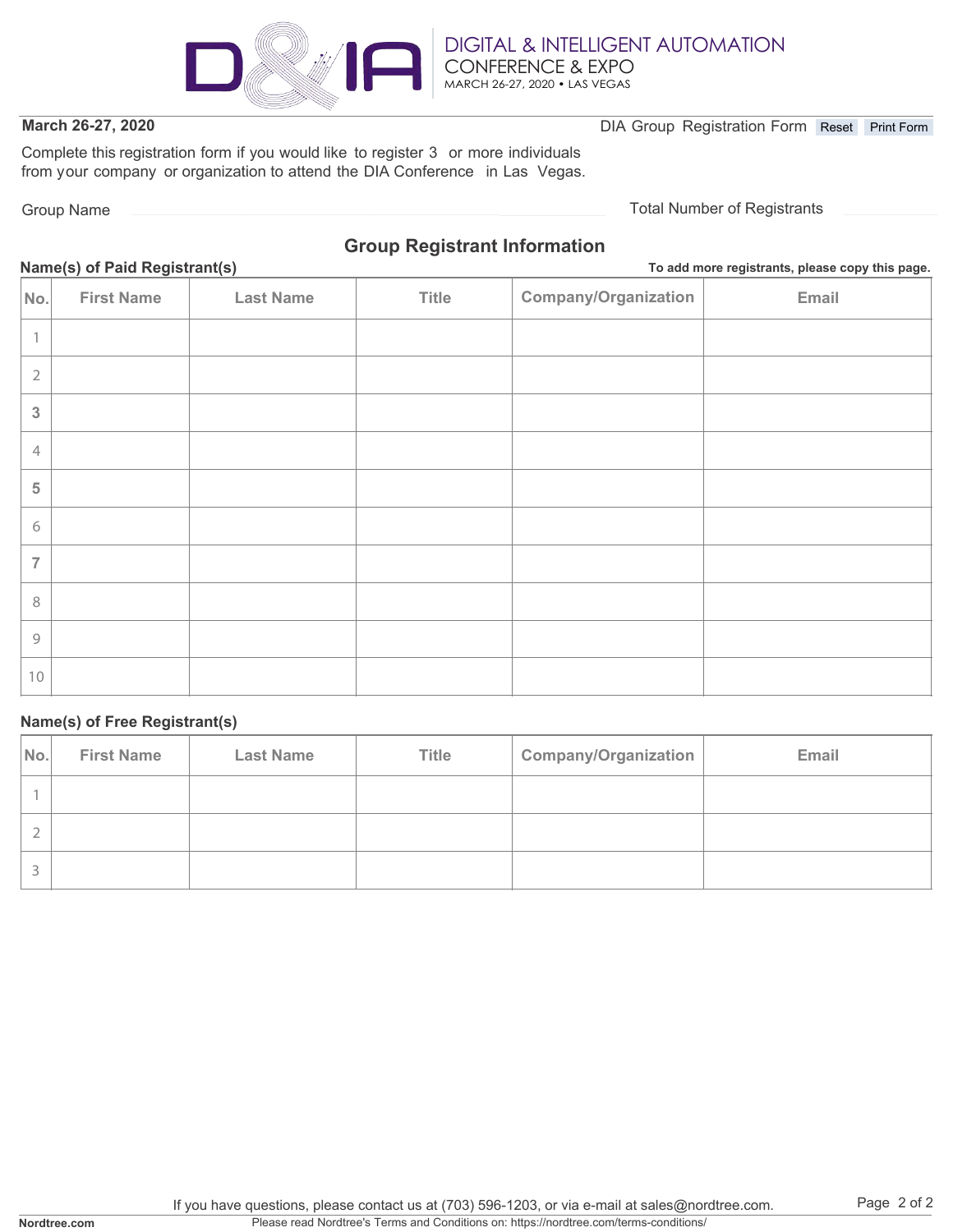DIGITAL & INTELLIGENT AUTOMATION
CONFERENCE & EXPO
MARCH 26-27, 2020 • LAS VEGAS

**March 26-27, 2020**

DIA Group Registration Form Reset Print Form

Complete this registration form if you would like to register 3 or more individuals from your company or organization to attend the DIA Conference in Las Vegas.

Group Name

Total Number of Registrants

## Group Registrant Information

**Name(s) of Paid Registrant(s)**

**To add more registrants, please copy this page.**

| No. | First Name | Last Name | Title | Company/Organization | Email |
|---|---|---|---|---|---|
| 1 | | | | | |
| 2 | | | | | |
| 3 | | | | | |
| 4 | | | | | |
| 5 | | | | | |
| 6 | | | | | |
| 7 | | | | | |
| 8 | | | | | |
| 9 | | | | | |
| 10 | | | | | |

**Name(s) of Free Registrant(s)**

| No. | First Name | Last Name | Title | Company/Organization | Email |
|---|---|---|---|---|---|
| 1 | | | | | |
| 2 | | | | | |
| 3 | | | | | |

If you have questions, please contact us at (703) 596-1203, or via e-mail at sales@nordtree.com.

**Nordtree.com**

Please read Nordtree's Terms and Conditions on: https://nordtree.com/terms-conditions/